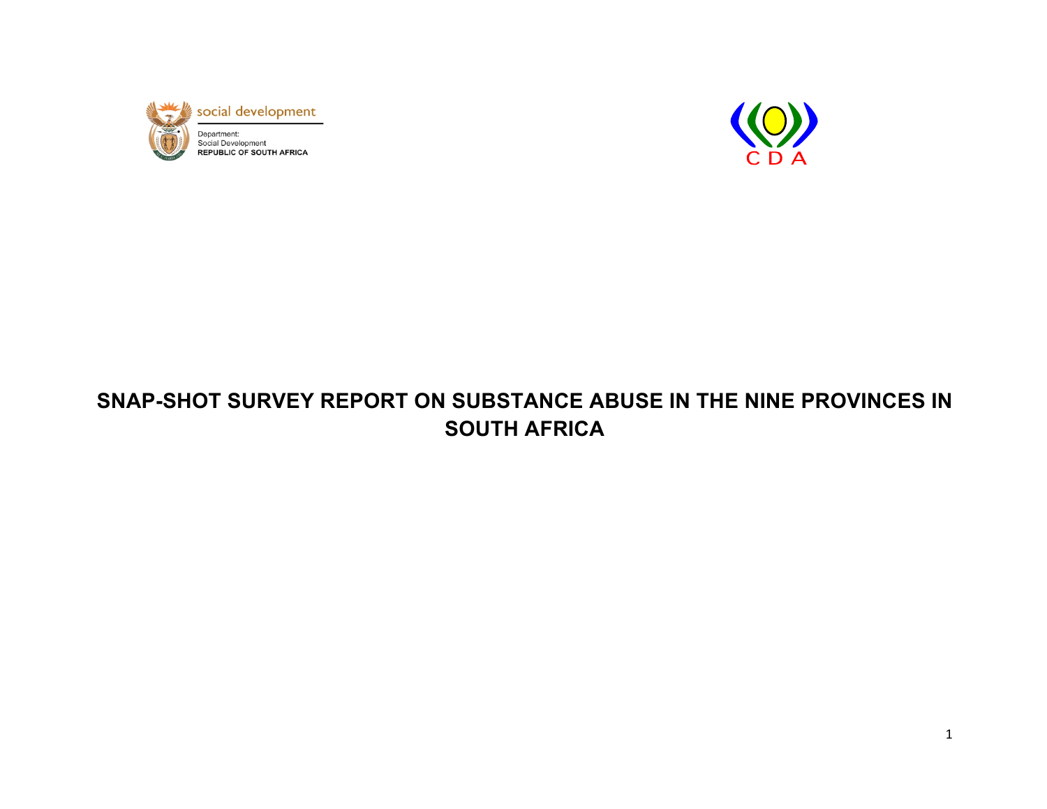social development

Department:
Social Development
REPUBLIC OF SOUTH AFRICA

CDA

# SNAP-SHOT SURVEY REPORT ON SUBSTANCE ABUSE IN THE NINE PROVINCES IN SOUTH AFRICA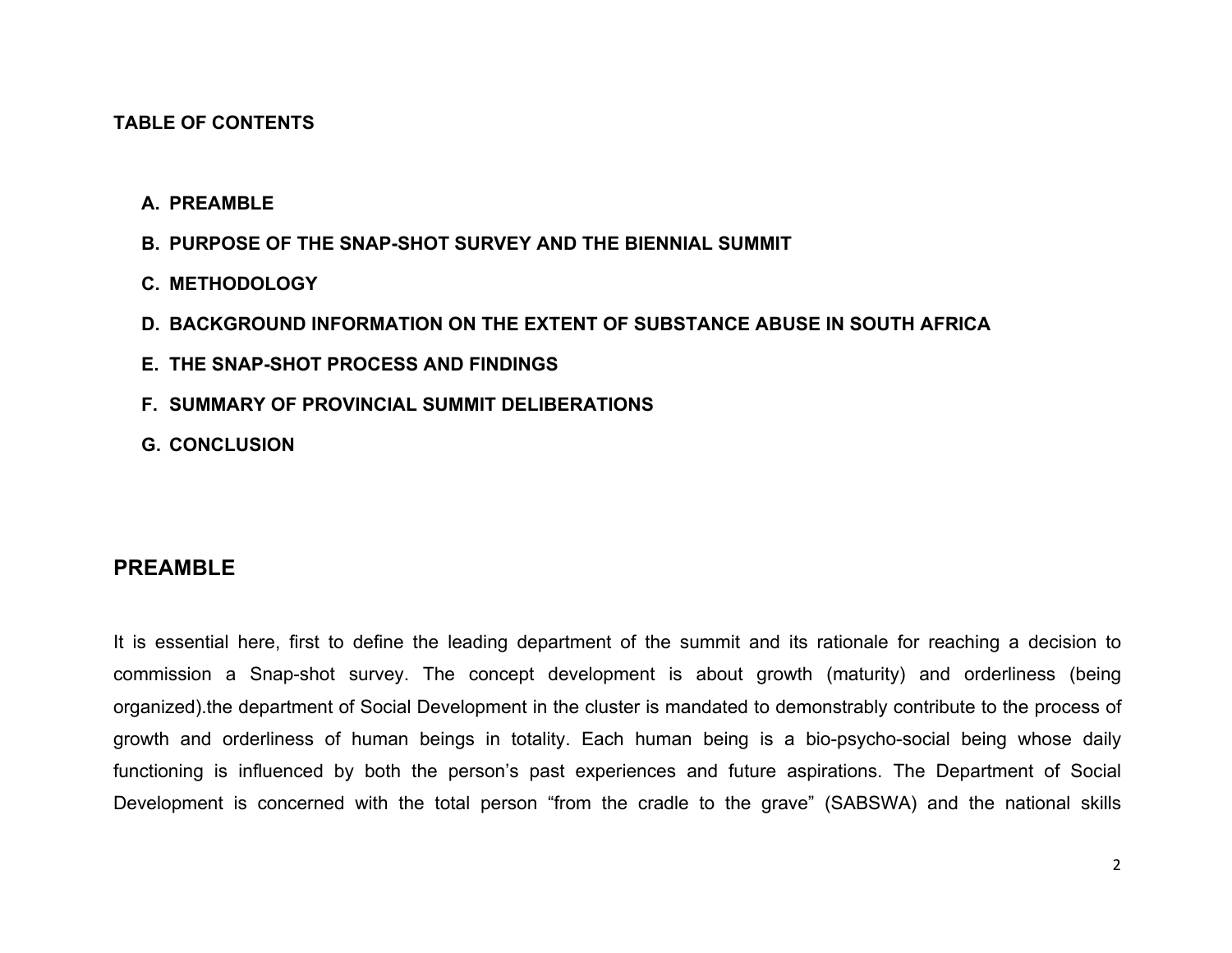**TABLE OF CONTENTS**

A. **PREAMBLE**
B. **PURPOSE OF THE SNAP-SHOT SURVEY AND THE BIENNIAL SUMMIT**
C. **METHODOLOGY**
D. **BACKGROUND INFORMATION ON THE EXTENT OF SUBSTANCE ABUSE IN SOUTH AFRICA**
E. **THE SNAP-SHOT PROCESS AND FINDINGS**
F. **SUMMARY OF PROVINCIAL SUMMIT DELIBERATIONS**
G. **CONCLUSION**

## PREAMBLE

It is essential here, first to define the leading department of the summit and its rationale for reaching a decision to commission a Snap-shot survey. The concept development is about growth (maturity) and orderliness (being organized).the department of Social Development in the cluster is mandated to demonstrably contribute to the process of growth and orderliness of human beings in totality. Each human being is a bio-psycho-social being whose daily functioning is influenced by both the person's past experiences and future aspirations. The Department of Social Development is concerned with the total person "from the cradle to the grave" (SABSWA) and the national skills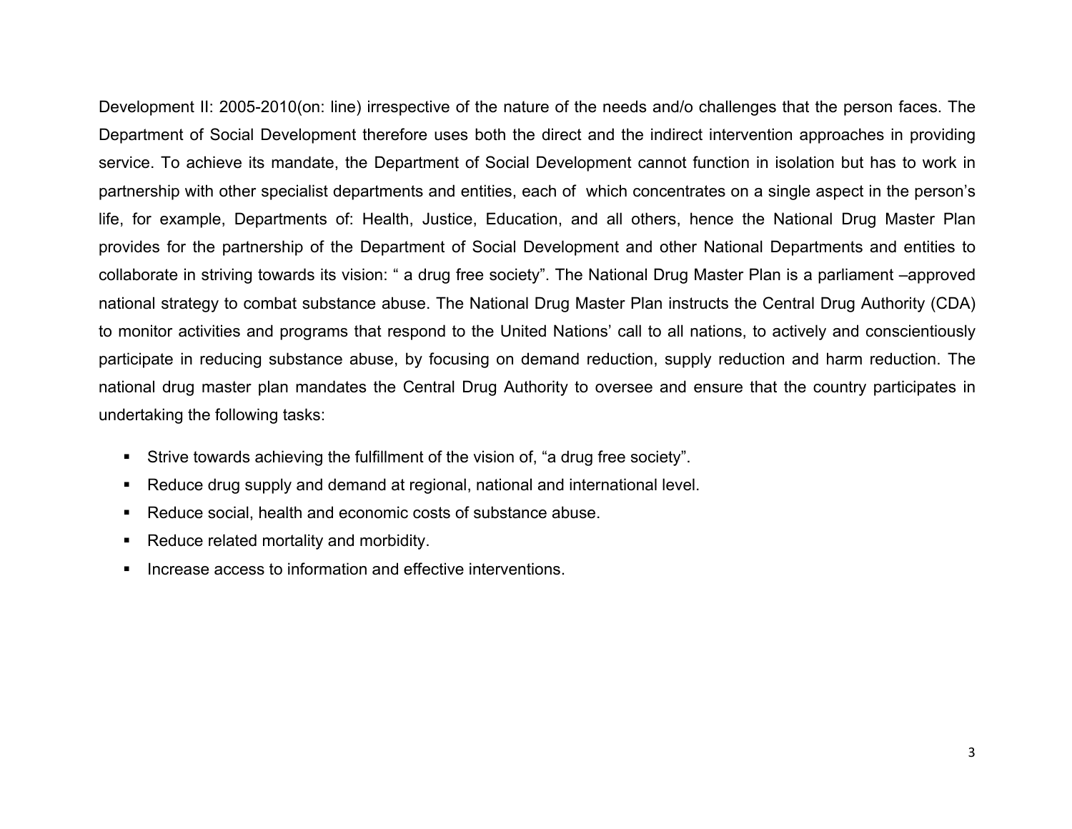Development II: 2005-2010(on: line) irrespective of the nature of the needs and/o challenges that the person faces. The Department of Social Development therefore uses both the direct and the indirect intervention approaches in providing service. To achieve its mandate, the Department of Social Development cannot function in isolation but has to work in partnership with other specialist departments and entities, each of which concentrates on a single aspect in the person's life, for example, Departments of: Health, Justice, Education, and all others, hence the National Drug Master Plan provides for the partnership of the Department of Social Development and other National Departments and entities to collaborate in striving towards its vision: " a drug free society". The National Drug Master Plan is a parliament –approved national strategy to combat substance abuse. The National Drug Master Plan instructs the Central Drug Authority (CDA) to monitor activities and programs that respond to the United Nations' call to all nations, to actively and conscientiously participate in reducing substance abuse, by focusing on demand reduction, supply reduction and harm reduction. The national drug master plan mandates the Central Drug Authority to oversee and ensure that the country participates in undertaking the following tasks:

- Strive towards achieving the fulfillment of the vision of, "a drug free society".
- Reduce drug supply and demand at regional, national and international level.
- Reduce social, health and economic costs of substance abuse.
- Reduce related mortality and morbidity.
- Increase access to information and effective interventions.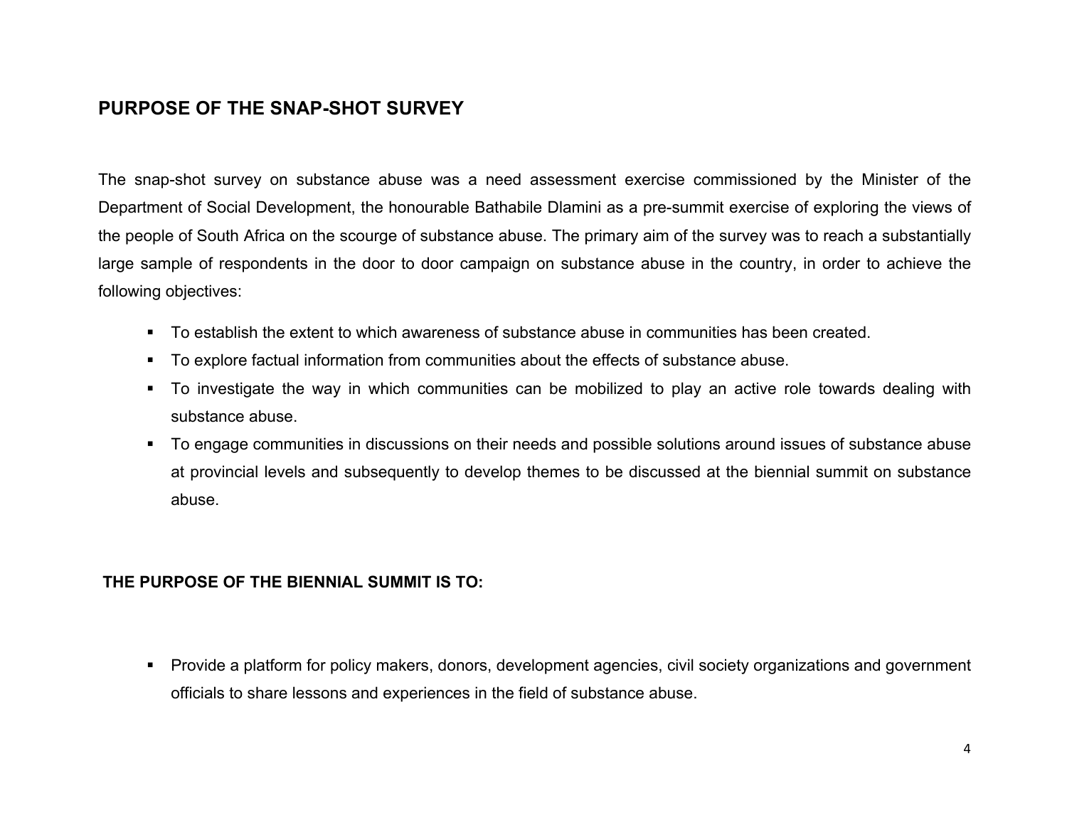## PURPOSE OF THE SNAP-SHOT SURVEY

The snap-shot survey on substance abuse was a need assessment exercise commissioned by the Minister of the Department of Social Development, the honourable Bathabile Dlamini as a pre-summit exercise of exploring the views of the people of South Africa on the scourge of substance abuse. The primary aim of the survey was to reach a substantially large sample of respondents in the door to door campaign on substance abuse in the country, in order to achieve the following objectives:

- To establish the extent to which awareness of substance abuse in communities has been created.
- To explore factual information from communities about the effects of substance abuse.
- To investigate the way in which communities can be mobilized to play an active role towards dealing with substance abuse.
- To engage communities in discussions on their needs and possible solutions around issues of substance abuse at provincial levels and subsequently to develop themes to be discussed at the biennial summit on substance abuse.

## THE PURPOSE OF THE BIENNIAL SUMMIT IS TO:

- Provide a platform for policy makers, donors, development agencies, civil society organizations and government officials to share lessons and experiences in the field of substance abuse.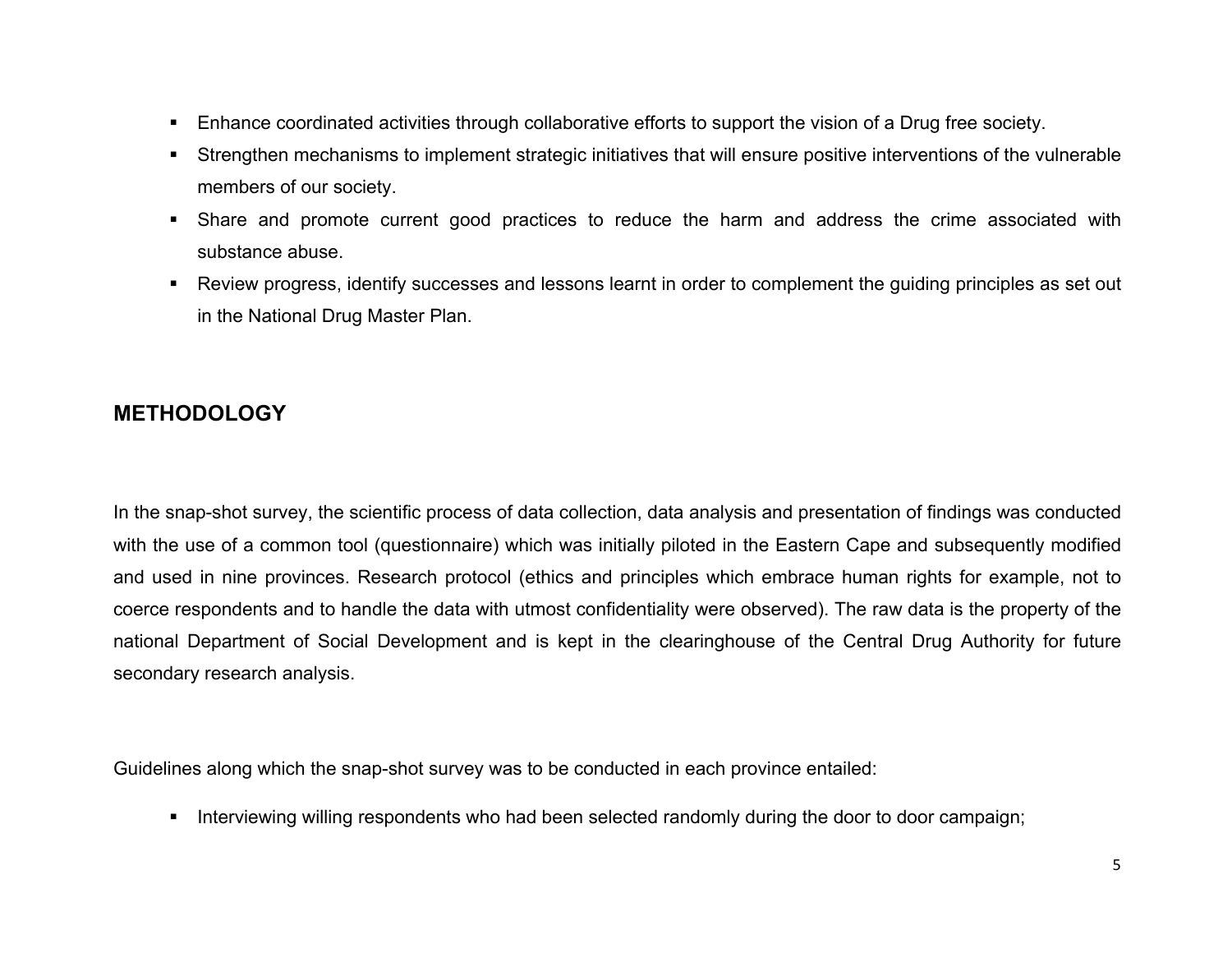- Enhance coordinated activities through collaborative efforts to support the vision of a Drug free society.
- Strengthen mechanisms to implement strategic initiatives that will ensure positive interventions of the vulnerable members of our society.
- Share and promote current good practices to reduce the harm and address the crime associated with substance abuse.
- Review progress, identify successes and lessons learnt in order to complement the guiding principles as set out in the National Drug Master Plan.

## METHODOLOGY

In the snap-shot survey, the scientific process of data collection, data analysis and presentation of findings was conducted with the use of a common tool (questionnaire) which was initially piloted in the Eastern Cape and subsequently modified and used in nine provinces. Research protocol (ethics and principles which embrace human rights for example, not to coerce respondents and to handle the data with utmost confidentiality were observed). The raw data is the property of the national Department of Social Development and is kept in the clearinghouse of the Central Drug Authority for future secondary research analysis.

Guidelines along which the snap-shot survey was to be conducted in each province entailed:

- Interviewing willing respondents who had been selected randomly during the door to door campaign;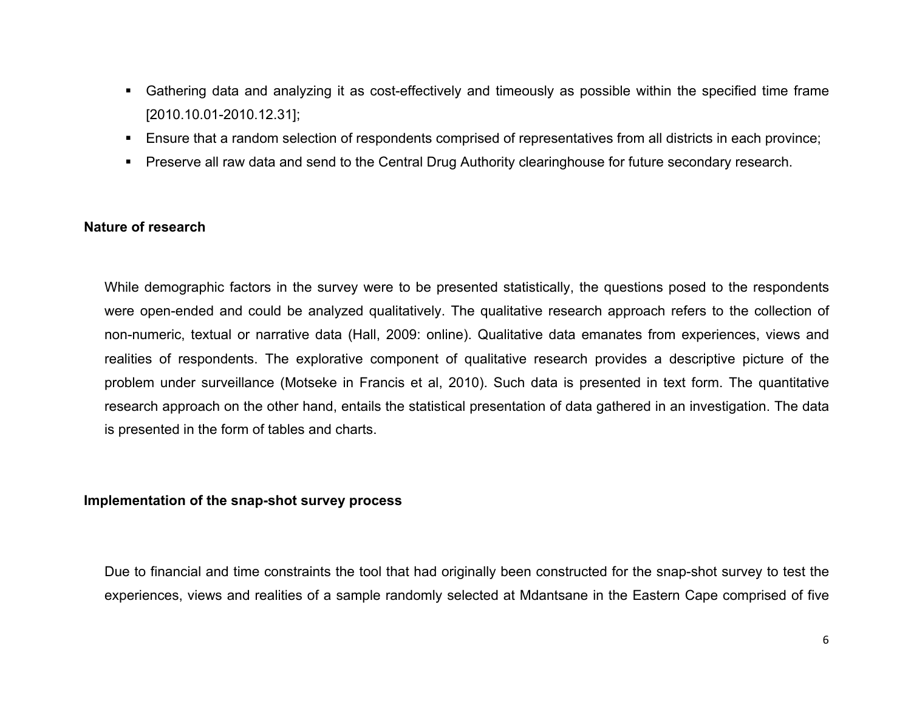- Gathering data and analyzing it as cost-effectively and timeously as possible within the specified time frame [2010.10.01-2010.12.31];
- Ensure that a random selection of respondents comprised of representatives from all districts in each province;
- Preserve all raw data and send to the Central Drug Authority clearinghouse for future secondary research.

**Nature of research**

While demographic factors in the survey were to be presented statistically, the questions posed to the respondents were open-ended and could be analyzed qualitatively. The qualitative research approach refers to the collection of non-numeric, textual or narrative data (Hall, 2009: online). Qualitative data emanates from experiences, views and realities of respondents. The explorative component of qualitative research provides a descriptive picture of the problem under surveillance (Motseke in Francis et al, 2010). Such data is presented in text form. The quantitative research approach on the other hand, entails the statistical presentation of data gathered in an investigation. The data is presented in the form of tables and charts.

**Implementation of the snap-shot survey process**

Due to financial and time constraints the tool that had originally been constructed for the snap-shot survey to test the experiences, views and realities of a sample randomly selected at Mdantsane in the Eastern Cape comprised of five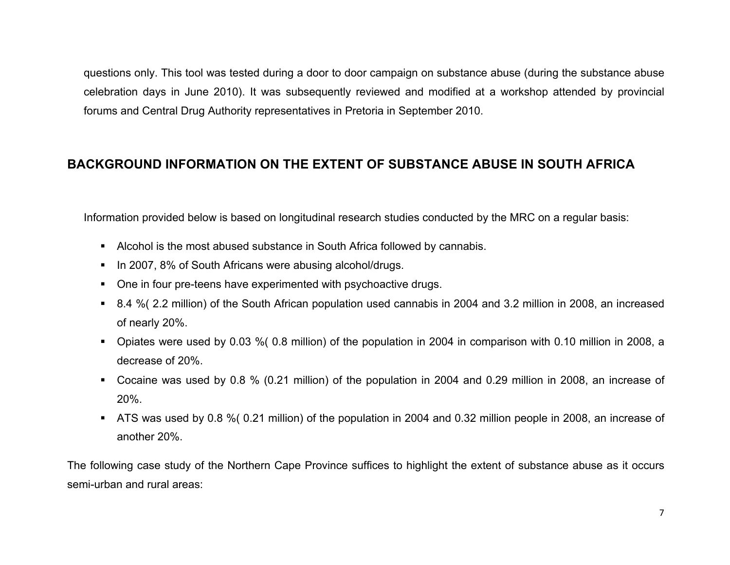questions only. This tool was tested during a door to door campaign on substance abuse (during the substance abuse celebration days in June 2010). It was subsequently reviewed and modified at a workshop attended by provincial forums and Central Drug Authority representatives in Pretoria in September 2010.

## BACKGROUND INFORMATION ON THE EXTENT OF SUBSTANCE ABUSE IN SOUTH AFRICA

Information provided below is based on longitudinal research studies conducted by the MRC on a regular basis:

- Alcohol is the most abused substance in South Africa followed by cannabis.
- In 2007, 8% of South Africans were abusing alcohol/drugs.
- One in four pre-teens have experimented with psychoactive drugs.
- 8.4 %( 2.2 million) of the South African population used cannabis in 2004 and 3.2 million in 2008, an increased of nearly 20%.
- Opiates were used by 0.03 %( 0.8 million) of the population in 2004 in comparison with 0.10 million in 2008, a decrease of 20%.
- Cocaine was used by 0.8 % (0.21 million) of the population in 2004 and 0.29 million in 2008, an increase of 20%.
- ATS was used by 0.8 %( 0.21 million) of the population in 2004 and 0.32 million people in 2008, an increase of another 20%.

The following case study of the Northern Cape Province suffices to highlight the extent of substance abuse as it occurs semi-urban and rural areas: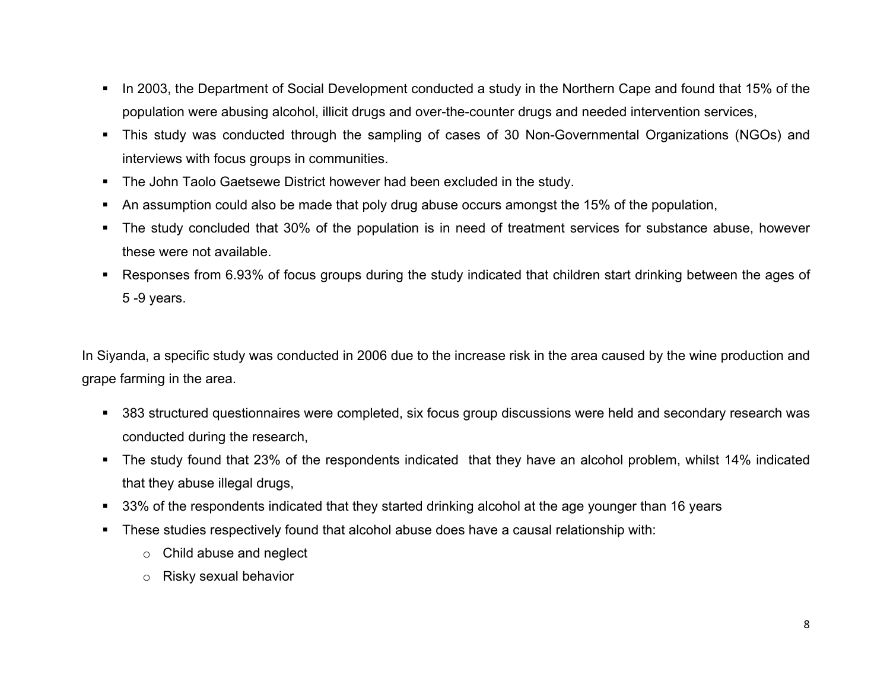- In 2003, the Department of Social Development conducted a study in the Northern Cape and found that 15% of the population were abusing alcohol, illicit drugs and over-the-counter drugs and needed intervention services,
- This study was conducted through the sampling of cases of 30 Non-Governmental Organizations (NGOs) and interviews with focus groups in communities.
- The John Taolo Gaetsewe District however had been excluded in the study.
- An assumption could also be made that poly drug abuse occurs amongst the 15% of the population,
- The study concluded that 30% of the population is in need of treatment services for substance abuse, however these were not available.
- Responses from 6.93% of focus groups during the study indicated that children start drinking between the ages of 5 -9 years.

In Siyanda, a specific study was conducted in 2006 due to the increase risk in the area caused by the wine production and grape farming in the area.

- 383 structured questionnaires were completed, six focus group discussions were held and secondary research was conducted during the research,
- The study found that 23% of the respondents indicated that they have an alcohol problem, whilst 14% indicated that they abuse illegal drugs,
- 33% of the respondents indicated that they started drinking alcohol at the age younger than 16 years
- These studies respectively found that alcohol abuse does have a causal relationship with:
  - Child abuse and neglect
  - Risky sexual behavior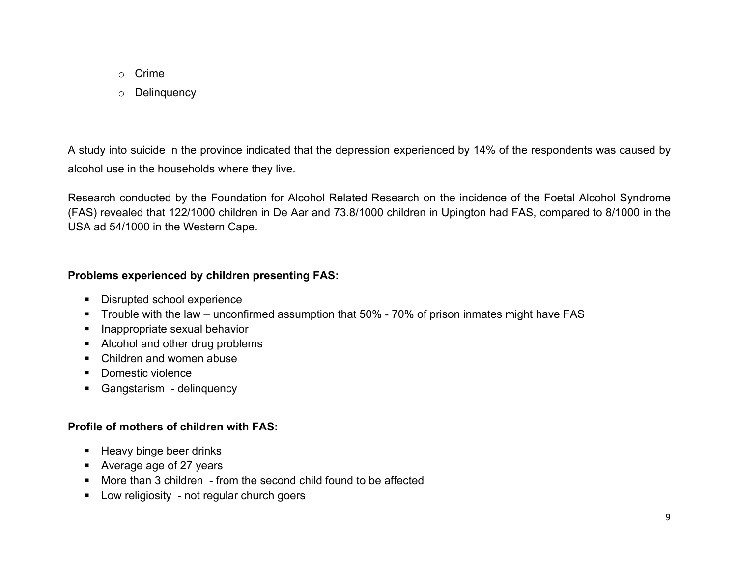- Crime
- Delinquency

A study into suicide in the province indicated that the depression experienced by 14% of the respondents was caused by alcohol use in the households where they live.

Research conducted by the Foundation for Alcohol Related Research on the incidence of the Foetal Alcohol Syndrome (FAS) revealed that 122/1000 children in De Aar and 73.8/1000 children in Upington had FAS, compared to 8/1000 in the USA ad 54/1000 in the Western Cape.

**Problems experienced by children presenting FAS:**

- Disrupted school experience
- Trouble with the law – unconfirmed assumption that 50% - 70% of prison inmates might have FAS
- Inappropriate sexual behavior
- Alcohol and other drug problems
- Children and women abuse
- Domestic violence
- Gangstarism - delinquency

**Profile of mothers of children with FAS:**

- Heavy binge beer drinks
- Average age of 27 years
- More than 3 children - from the second child found to be affected
- Low religiosity - not regular church goers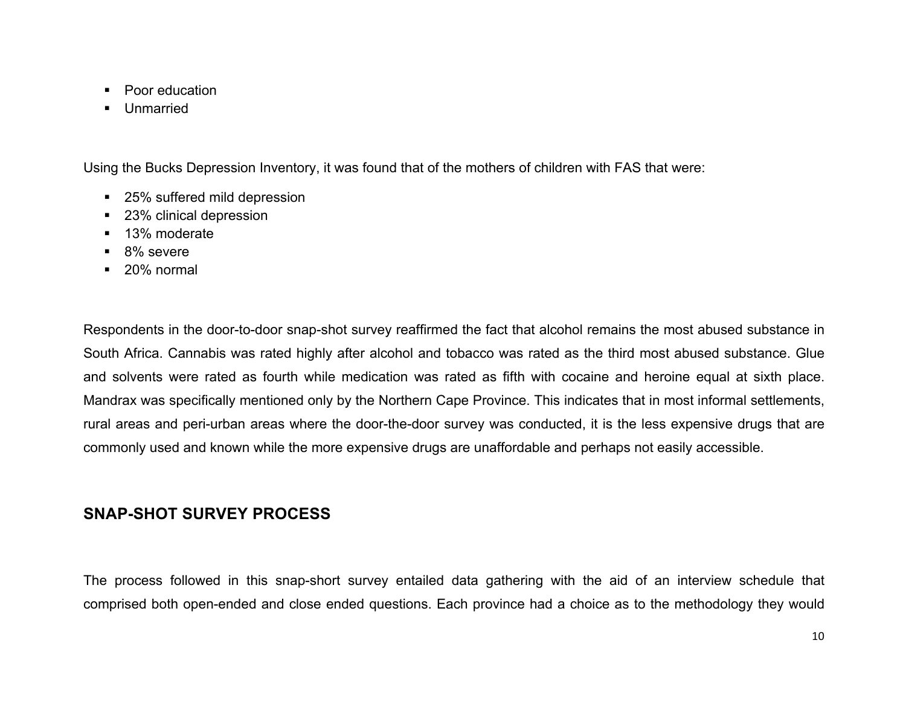- Poor education
- Unmarried

Using the Bucks Depression Inventory, it was found that of the mothers of children with FAS that were:

- 25% suffered mild depression
- 23% clinical depression
- 13% moderate
- 8% severe
- 20% normal

Respondents in the door-to-door snap-shot survey reaffirmed the fact that alcohol remains the most abused substance in South Africa. Cannabis was rated highly after alcohol and tobacco was rated as the third most abused substance. Glue and solvents were rated as fourth while medication was rated as fifth with cocaine and heroine equal at sixth place. Mandrax was specifically mentioned only by the Northern Cape Province. This indicates that in most informal settlements, rural areas and peri-urban areas where the door-the-door survey was conducted, it is the less expensive drugs that are commonly used and known while the more expensive drugs are unaffordable and perhaps not easily accessible.

## SNAP-SHOT SURVEY PROCESS

The process followed in this snap-short survey entailed data gathering with the aid of an interview schedule that comprised both open-ended and close ended questions. Each province had a choice as to the methodology they would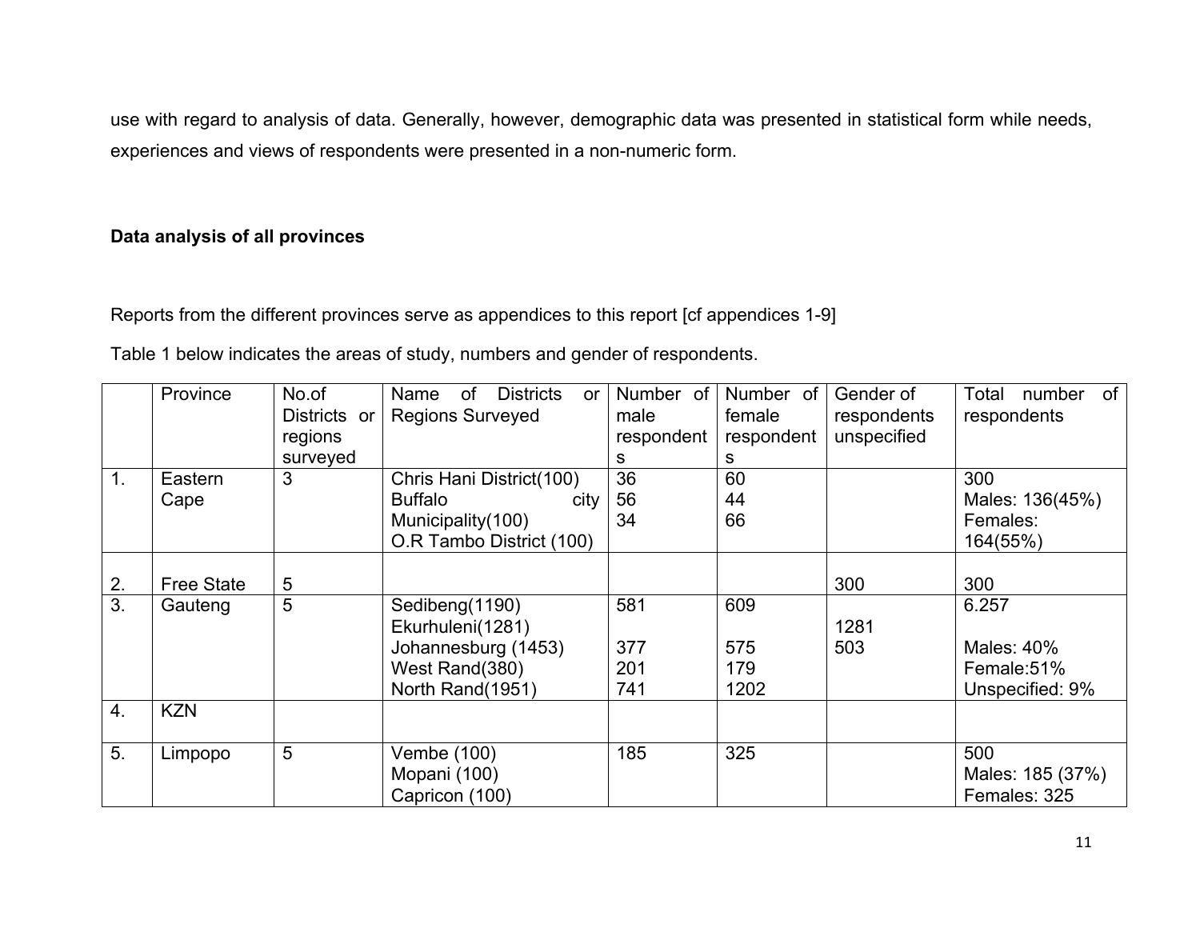use with regard to analysis of data. Generally, however, demographic data was presented in statistical form while needs, experiences and views of respondents were presented in a non-numeric form.

**Data analysis of all provinces**

Reports from the different provinces serve as appendices to this report [cf appendices 1-9]

Table 1 below indicates the areas of study, numbers and gender of respondents.

| | Province | No.of Districts or regions surveyed | Name of Districts or Regions Surveyed | Number of male respondents | Number of female respondents | Gender of respondents unspecified | Total number of respondents |
|---|---|---|---|---|---|---|---|
| 1. | Eastern Cape | 3 | Chris Hani District(100)<br>Buffalo city Municipality(100)<br>O.R Tambo District (100) | 36<br>56<br>34 | 60<br>44<br>66 | | 300<br>Males: 136(45%)<br>Females: 164(55%) |
| 2. | Free State | 5 | | | | 300 | 300 |
| 3. | Gauteng | 5 | Sedibeng(1190)<br>Ekurhuleni(1281)<br>Johannesburg (1453)<br>West Rand(380)<br>North Rand(1951) | 581<br><br>377<br>201<br>741 | 609<br><br>575<br>179<br>1202 | <br>1281<br>503 | 6.257<br><br>Males: 40%<br>Female:51%<br>Unspecified: 9% |
| 4. | KZN | | | | | | |
| 5. | Limpopo | 5 | Vembe (100)<br>Mopani (100)<br>Capricon (100) | 185 | 325 | | 500<br>Males: 185 (37%)<br>Females: 325 |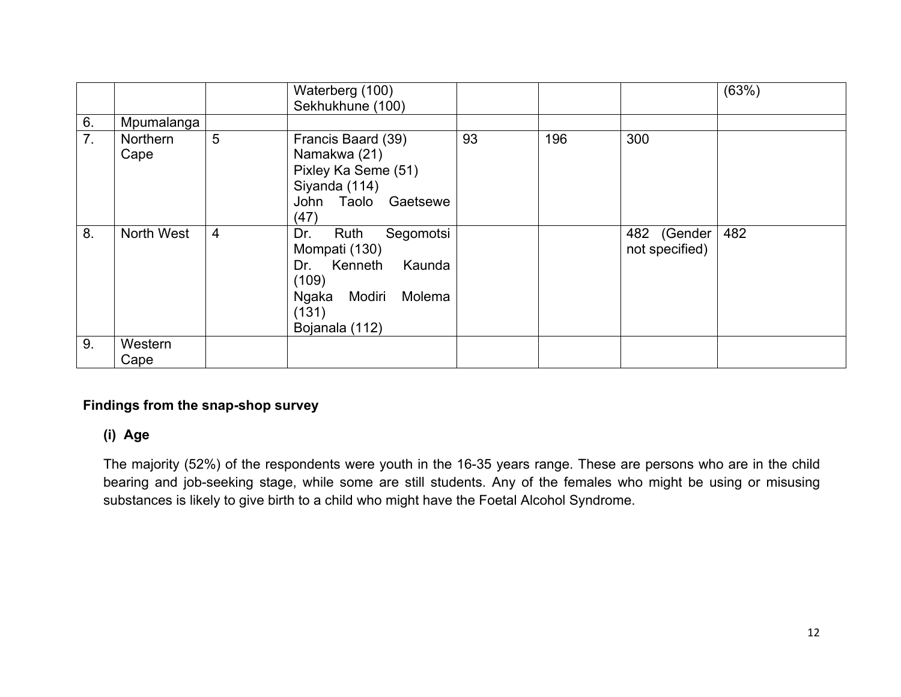| | | | | | | | |
|---|---|---|---|---|---|---|---|
| | | | Waterberg (100)<br>Sekhukhune (100) | | | | (63%) |
| 6. | Mpumalanga | | | | | | |
| 7. | Northern Cape | 5 | Francis Baard (39)<br>Namakwa (21)<br>Pixley Ka Seme (51)<br>Siyanda (114)<br>John Taolo Gaetsewe (47) | 93 | 196 | 300 | |
| 8. | North West | 4 | Dr. Ruth Segomotsi Mompati (130)<br>Dr. Kenneth Kaunda (109)<br>Ngaka Modiri Molema (131)<br>Bojanala (112) | | | 482 (Gender not specified) | 482 |
| 9. | Western Cape | | | | | | |

**Findings from the snap-shop survey**

**(i) Age**

The majority (52%) of the respondents were youth in the 16-35 years range. These are persons who are in the child bearing and job-seeking stage, while some are still students. Any of the females who might be using or misusing substances is likely to give birth to a child who might have the Foetal Alcohol Syndrome.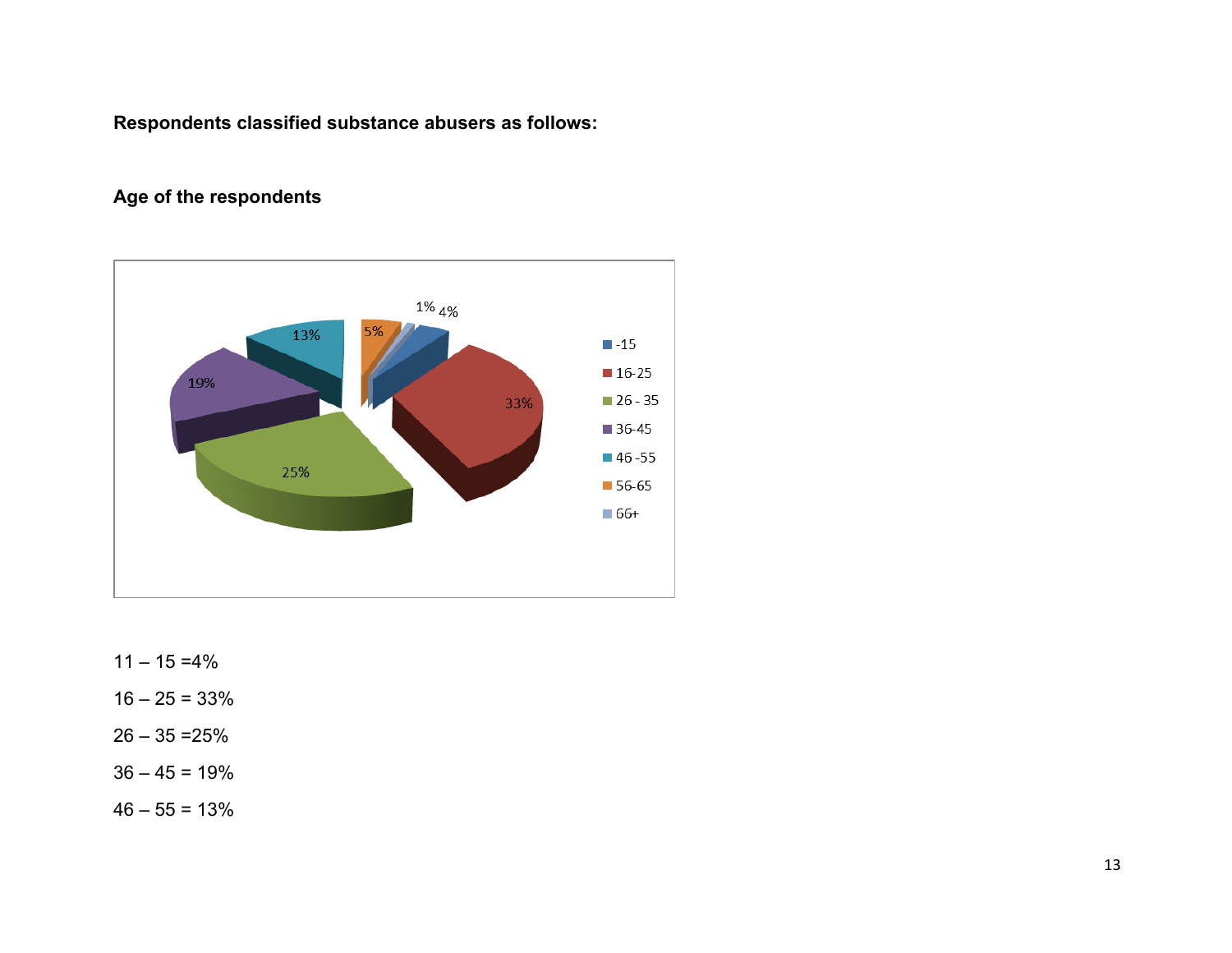**Respondents classified substance abusers as follows:**

**Age of the respondents**

11 – 15 =4%

16 – 25 = 33%

26 – 35 =25%

36 – 45 = 19%

46 – 55 = 13%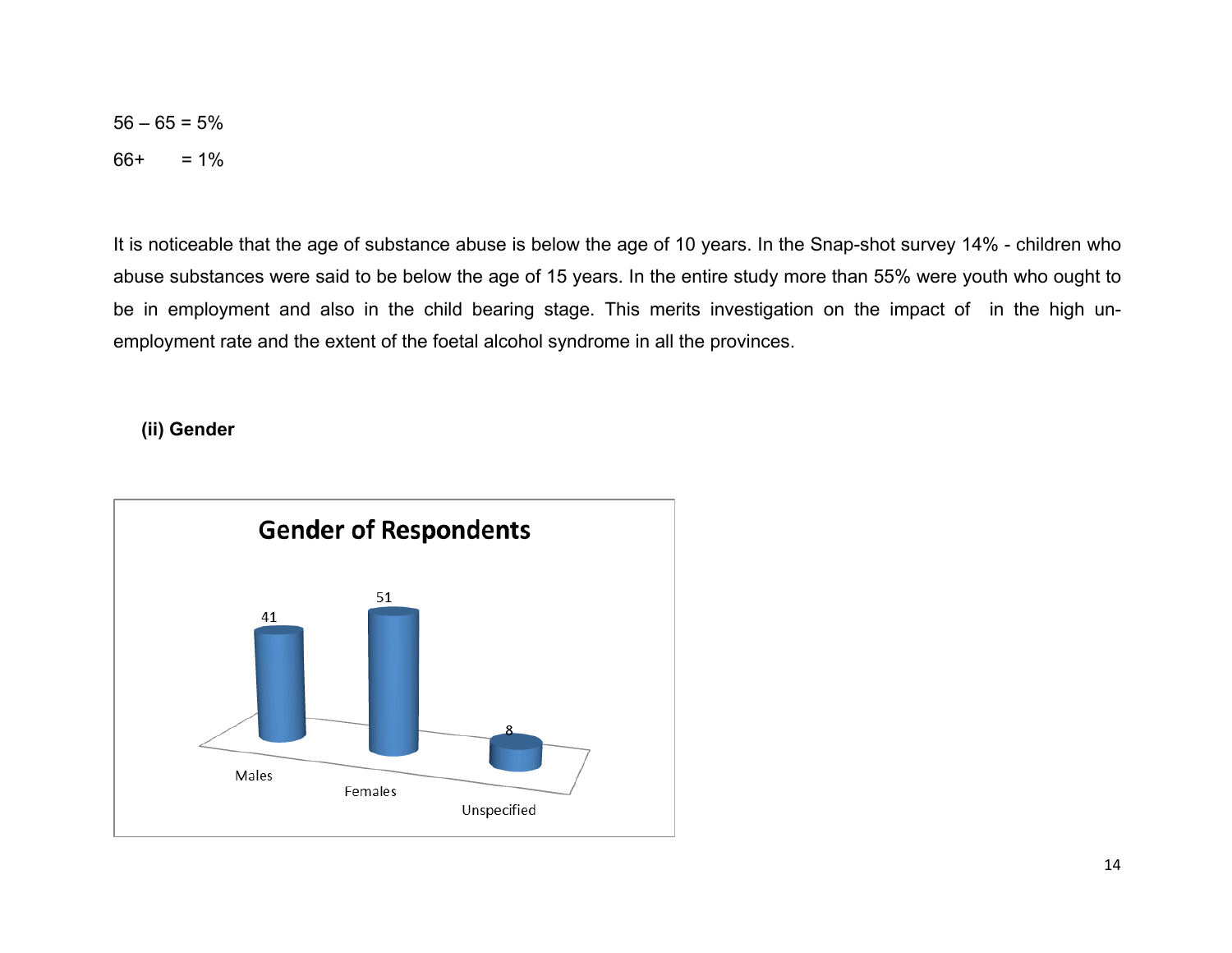56 – 65 = 5%

66+ = 1%

It is noticeable that the age of substance abuse is below the age of 10 years. In the Snap-shot survey 14% - children who abuse substances were said to be below the age of 15 years. In the entire study more than 55% were youth who ought to be in employment and also in the child bearing stage. This merits investigation on the impact of in the high un-employment rate and the extent of the foetal alcohol syndrome in all the provinces.

**(ii) Gender**

**Gender of Respondents**

| Gender | Value |
|---|---|
| Males | 41 |
| Females | 51 |
| Unspecified | 8 |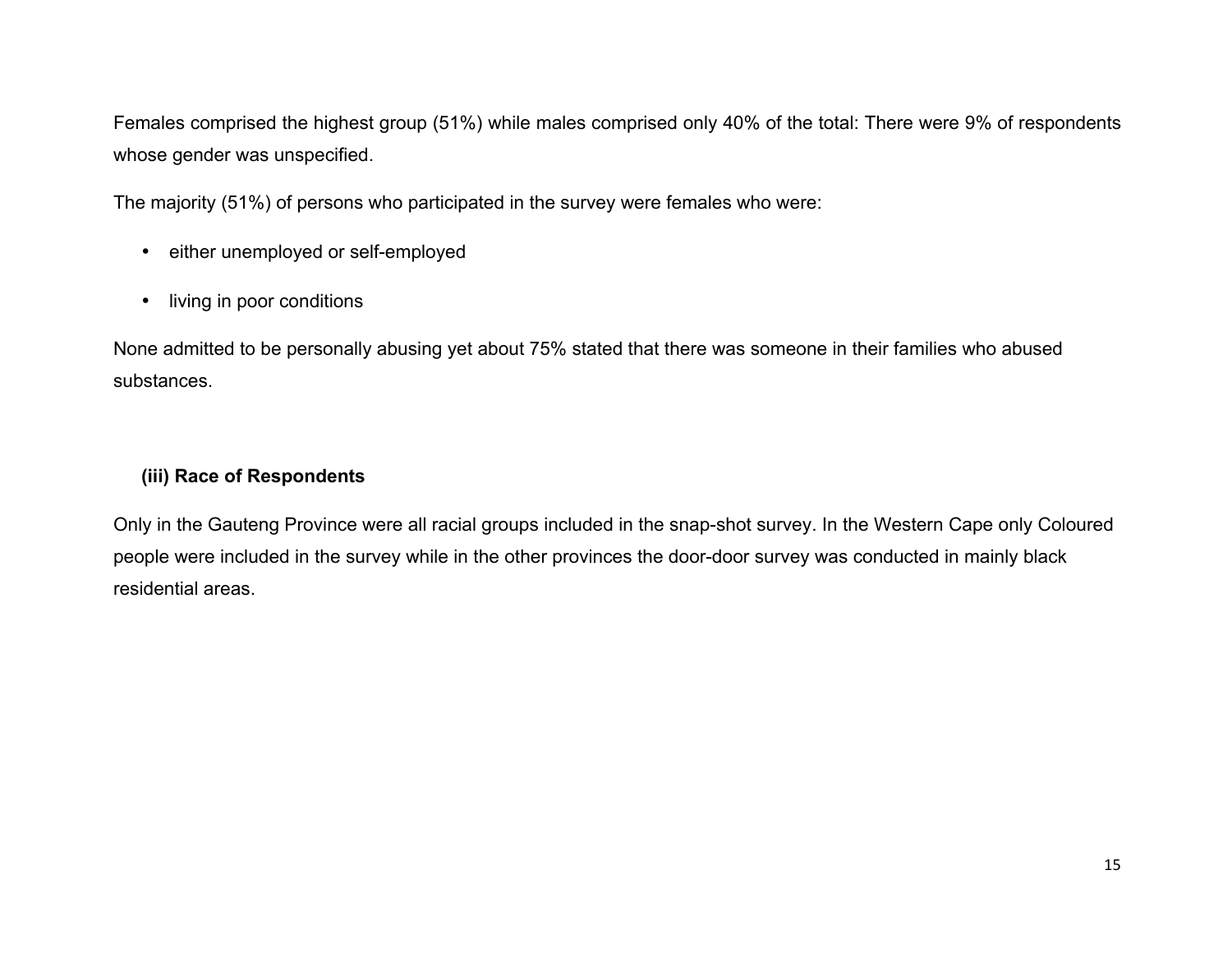Females comprised the highest group (51%) while males comprised only 40% of the total: There were 9% of respondents whose gender was unspecified.

The majority (51%) of persons who participated in the survey were females who were:

- either unemployed or self-employed
- living in poor conditions

None admitted to be personally abusing yet about 75% stated that there was someone in their families who abused substances.

### (iii) Race of Respondents

Only in the Gauteng Province were all racial groups included in the snap-shot survey. In the Western Cape only Coloured people were included in the survey while in the other provinces the door-door survey was conducted in mainly black residential areas.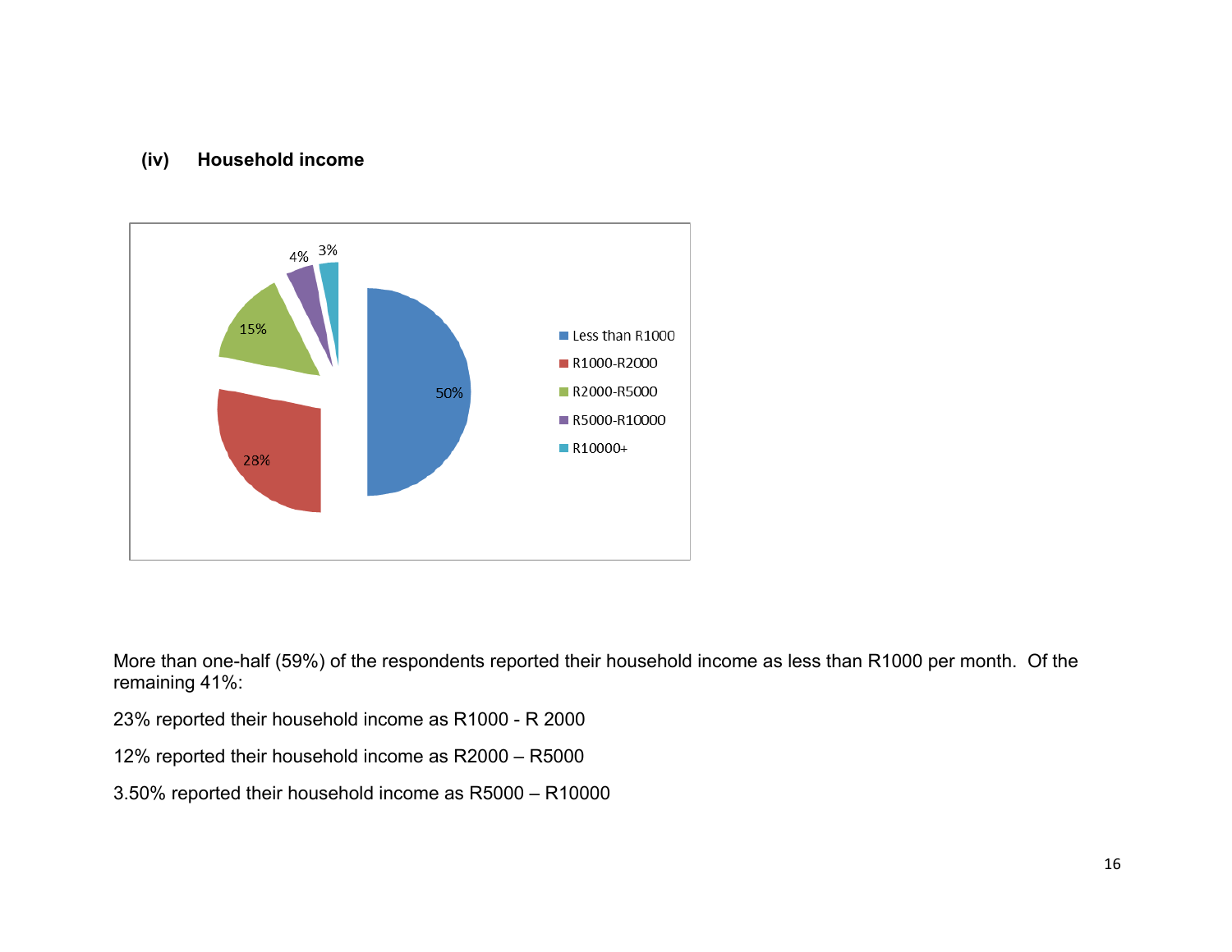### (iv) Household income

More than one-half (59%) of the respondents reported their household income as less than R1000 per month. Of the remaining 41%:

23% reported their household income as R1000 - R 2000

12% reported their household income as R2000 – R5000

3.50% reported their household income as R5000 – R10000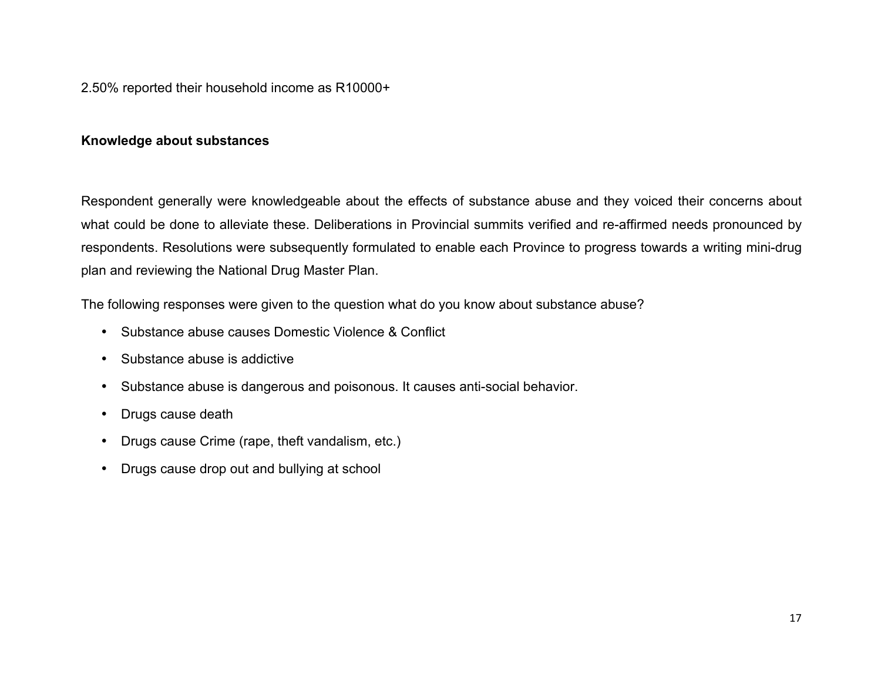2.50% reported their household income as R10000+

**Knowledge about substances**

Respondent generally were knowledgeable about the effects of substance abuse and they voiced their concerns about what could be done to alleviate these. Deliberations in Provincial summits verified and re-affirmed needs pronounced by respondents. Resolutions were subsequently formulated to enable each Province to progress towards a writing mini-drug plan and reviewing the National Drug Master Plan.

The following responses were given to the question what do you know about substance abuse?

- Substance abuse causes Domestic Violence & Conflict
- Substance abuse is addictive
- Substance abuse is dangerous and poisonous. It causes anti-social behavior.
- Drugs cause death
- Drugs cause Crime (rape, theft vandalism, etc.)
- Drugs cause drop out and bullying at school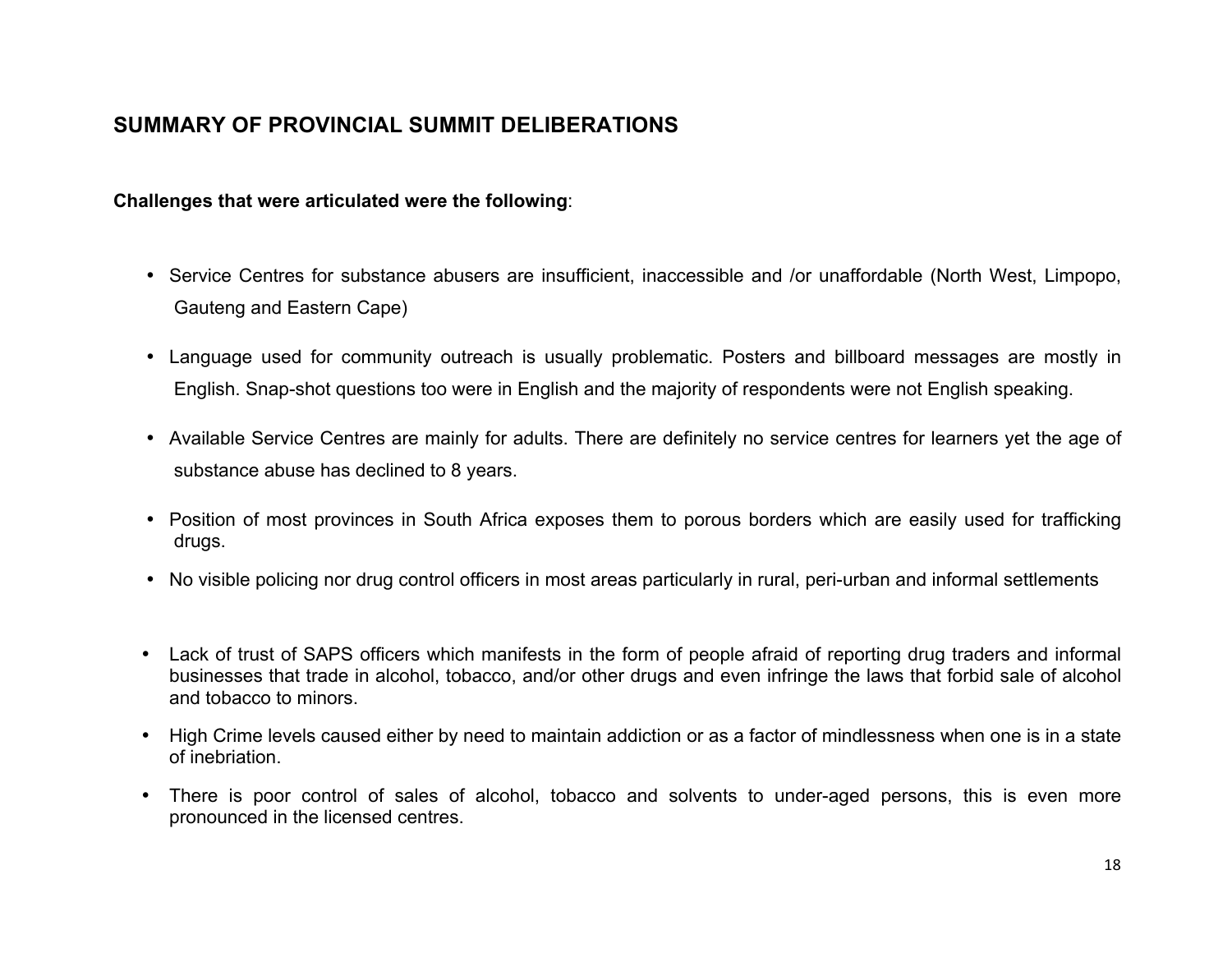## SUMMARY OF PROVINCIAL SUMMIT DELIBERATIONS

**Challenges that were articulated were the following**:

- Service Centres for substance abusers are insufficient, inaccessible and /or unaffordable (North West, Limpopo, Gauteng and Eastern Cape)
- Language used for community outreach is usually problematic. Posters and billboard messages are mostly in English. Snap-shot questions too were in English and the majority of respondents were not English speaking.
- Available Service Centres are mainly for adults. There are definitely no service centres for learners yet the age of substance abuse has declined to 8 years.
- Position of most provinces in South Africa exposes them to porous borders which are easily used for trafficking drugs.
- No visible policing nor drug control officers in most areas particularly in rural, peri-urban and informal settlements
- Lack of trust of SAPS officers which manifests in the form of people afraid of reporting drug traders and informal businesses that trade in alcohol, tobacco, and/or other drugs and even infringe the laws that forbid sale of alcohol and tobacco to minors.
- High Crime levels caused either by need to maintain addiction or as a factor of mindlessness when one is in a state of inebriation.
- There is poor control of sales of alcohol, tobacco and solvents to under-aged persons, this is even more pronounced in the licensed centres.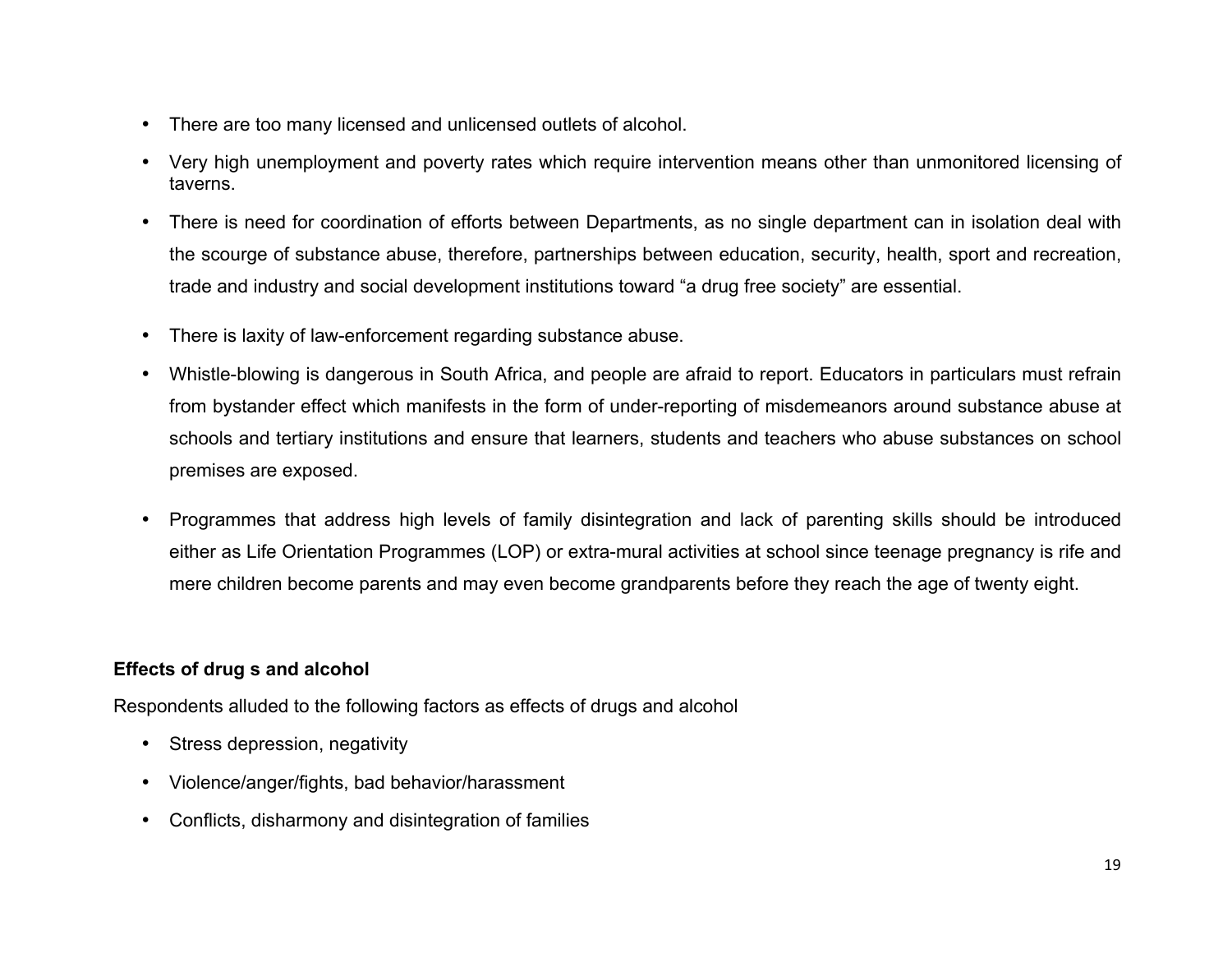- There are too many licensed and unlicensed outlets of alcohol.
- Very high unemployment and poverty rates which require intervention means other than unmonitored licensing of taverns.
- There is need for coordination of efforts between Departments, as no single department can in isolation deal with the scourge of substance abuse, therefore, partnerships between education, security, health, sport and recreation, trade and industry and social development institutions toward "a drug free society" are essential.
- There is laxity of law-enforcement regarding substance abuse.
- Whistle-blowing is dangerous in South Africa, and people are afraid to report. Educators in particulars must refrain from bystander effect which manifests in the form of under-reporting of misdemeanors around substance abuse at schools and tertiary institutions and ensure that learners, students and teachers who abuse substances on school premises are exposed.
- Programmes that address high levels of family disintegration and lack of parenting skills should be introduced either as Life Orientation Programmes (LOP) or extra-mural activities at school since teenage pregnancy is rife and mere children become parents and may even become grandparents before they reach the age of twenty eight.

**Effects of drug s and alcohol**

Respondents alluded to the following factors as effects of drugs and alcohol

- Stress depression, negativity
- Violence/anger/fights, bad behavior/harassment
- Conflicts, disharmony and disintegration of families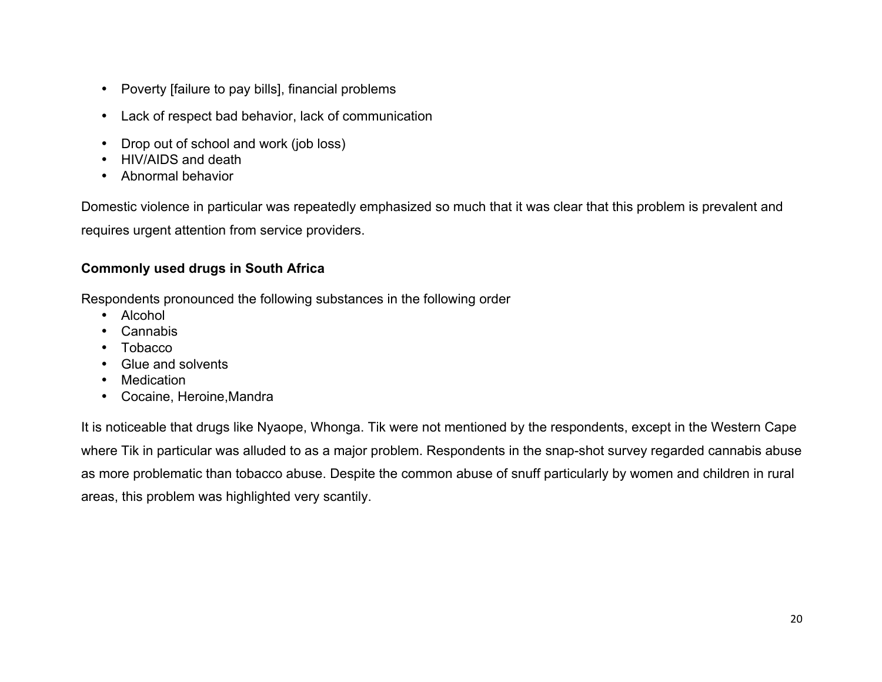- Poverty [failure to pay bills], financial problems
- Lack of respect bad behavior, lack of communication
- Drop out of school and work (job loss)
- HIV/AIDS and death
- Abnormal behavior

Domestic violence in particular was repeatedly emphasized so much that it was clear that this problem is prevalent and requires urgent attention from service providers.

**Commonly used drugs in South Africa**

Respondents pronounced the following substances in the following order

- Alcohol
- Cannabis
- Tobacco
- Glue and solvents
- Medication
- Cocaine, Heroine,Mandra

It is noticeable that drugs like Nyaope, Whonga. Tik were not mentioned by the respondents, except in the Western Cape where Tik in particular was alluded to as a major problem. Respondents in the snap-shot survey regarded cannabis abuse as more problematic than tobacco abuse. Despite the common abuse of snuff particularly by women and children in rural areas, this problem was highlighted very scantily.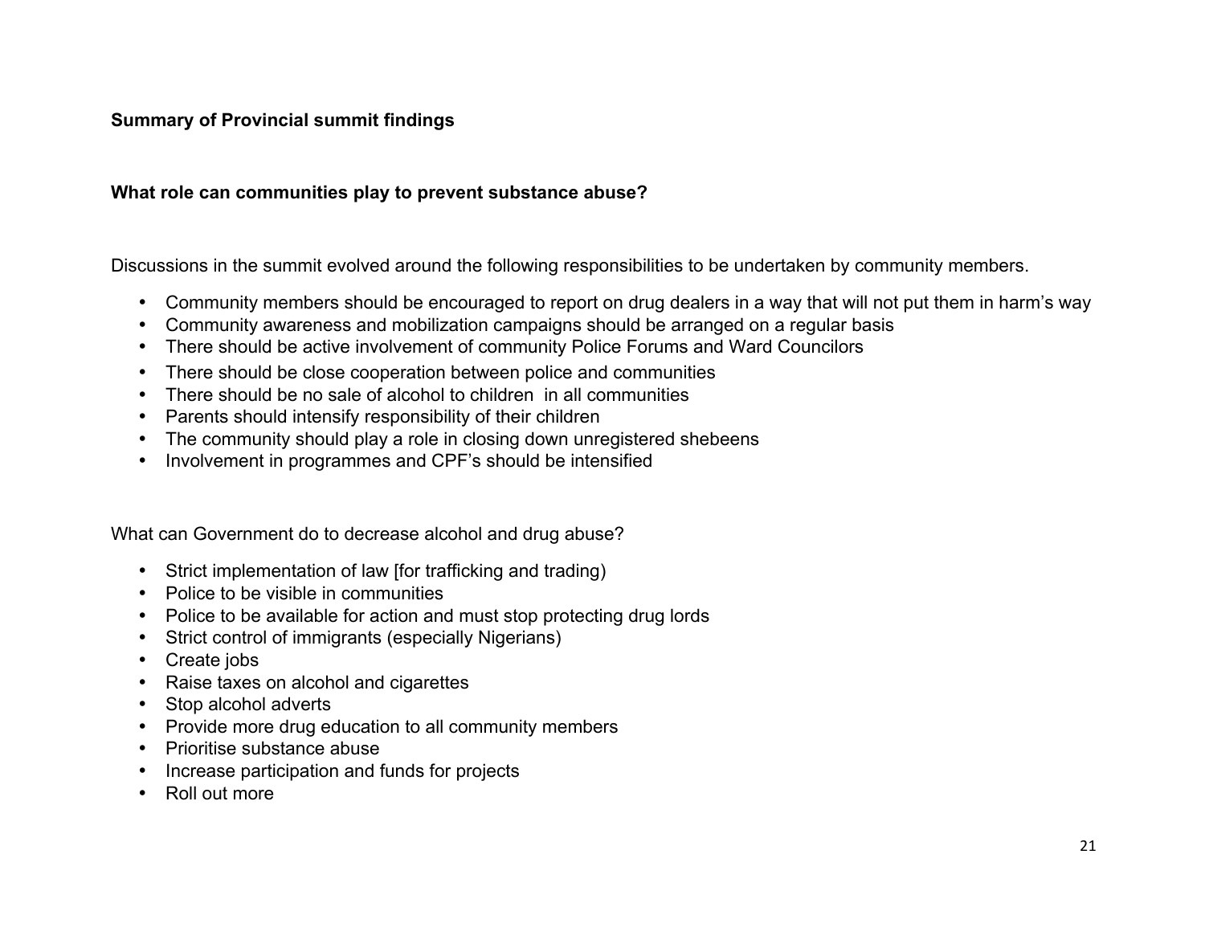**Summary of Provincial summit findings**

**What role can communities play to prevent substance abuse?**

Discussions in the summit evolved around the following responsibilities to be undertaken by community members.

- Community members should be encouraged to report on drug dealers in a way that will not put them in harm's way
- Community awareness and mobilization campaigns should be arranged on a regular basis
- There should be active involvement of community Police Forums and Ward Councilors
- There should be close cooperation between police and communities
- There should be no sale of alcohol to children in all communities
- Parents should intensify responsibility of their children
- The community should play a role in closing down unregistered shebeens
- Involvement in programmes and CPF's should be intensified

What can Government do to decrease alcohol and drug abuse?

- Strict implementation of law [for trafficking and trading)
- Police to be visible in communities
- Police to be available for action and must stop protecting drug lords
- Strict control of immigrants (especially Nigerians)
- Create jobs
- Raise taxes on alcohol and cigarettes
- Stop alcohol adverts
- Provide more drug education to all community members
- Prioritise substance abuse
- Increase participation and funds for projects
- Roll out more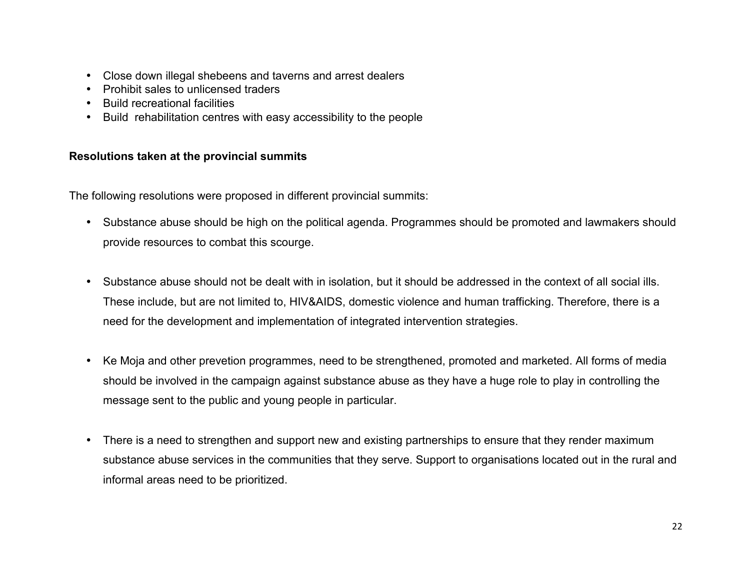- Close down illegal shebeens and taverns and arrest dealers
- Prohibit sales to unlicensed traders
- Build recreational facilities
- Build rehabilitation centres with easy accessibility to the people

**Resolutions taken at the provincial summits**

The following resolutions were proposed in different provincial summits:

- Substance abuse should be high on the political agenda. Programmes should be promoted and lawmakers should provide resources to combat this scourge.

- Substance abuse should not be dealt with in isolation, but it should be addressed in the context of all social ills. These include, but are not limited to, HIV&AIDS, domestic violence and human trafficking. Therefore, there is a need for the development and implementation of integrated intervention strategies.

- Ke Moja and other prevetion programmes, need to be strengthened, promoted and marketed. All forms of media should be involved in the campaign against substance abuse as they have a huge role to play in controlling the message sent to the public and young people in particular.

- There is a need to strengthen and support new and existing partnerships to ensure that they render maximum substance abuse services in the communities that they serve. Support to organisations located out in the rural and informal areas need to be prioritized.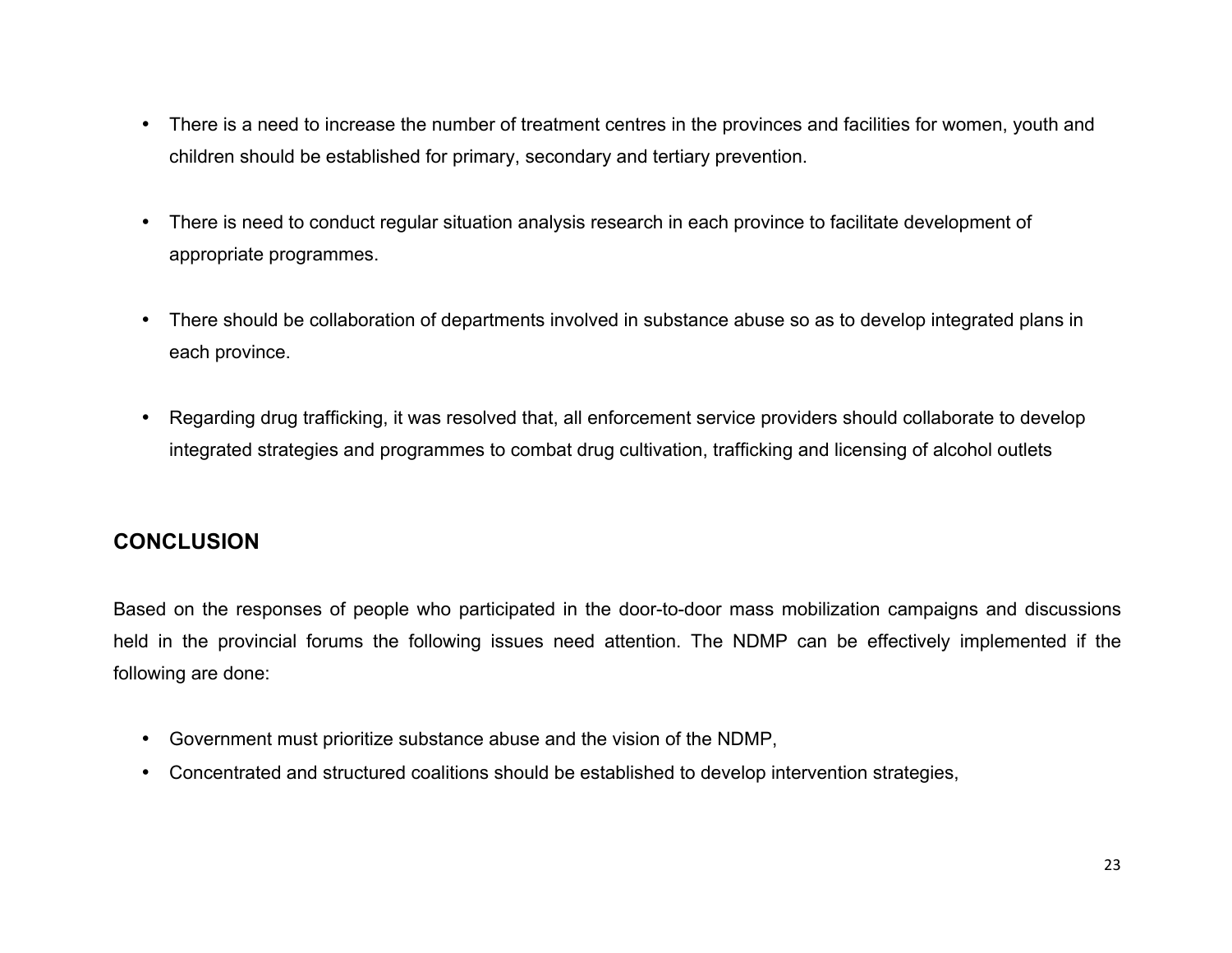- There is a need to increase the number of treatment centres in the provinces and facilities for women, youth and children should be established for primary, secondary and tertiary prevention.

- There is need to conduct regular situation analysis research in each province to facilitate development of appropriate programmes.

- There should be collaboration of departments involved in substance abuse so as to develop integrated plans in each province.

- Regarding drug trafficking, it was resolved that, all enforcement service providers should collaborate to develop integrated strategies and programmes to combat drug cultivation, trafficking and licensing of alcohol outlets

## CONCLUSION

Based on the responses of people who participated in the door-to-door mass mobilization campaigns and discussions held in the provincial forums the following issues need attention. The NDMP can be effectively implemented if the following are done:

- Government must prioritize substance abuse and the vision of the NDMP,
- Concentrated and structured coalitions should be established to develop intervention strategies,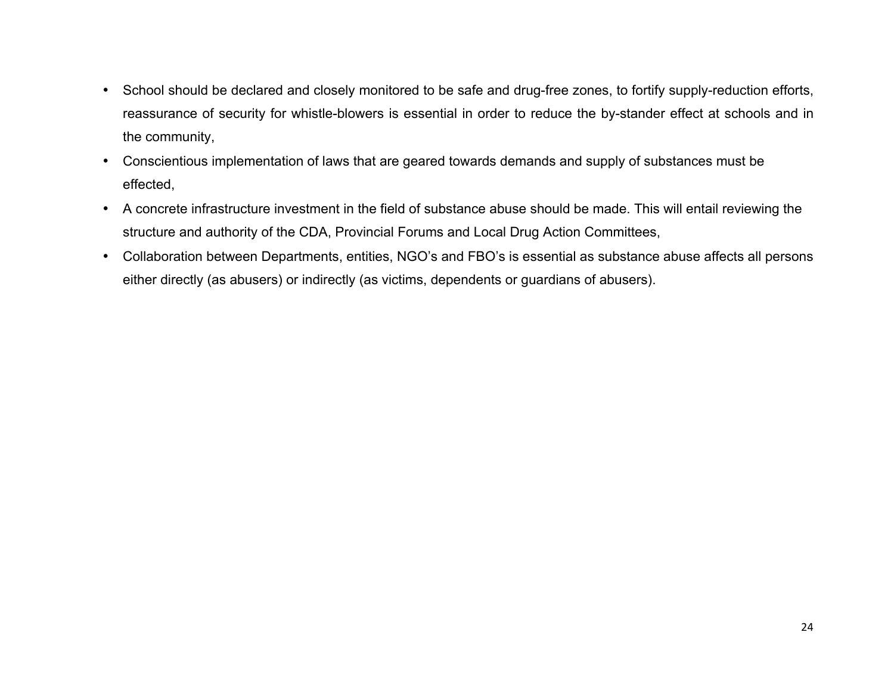- School should be declared and closely monitored to be safe and drug-free zones, to fortify supply-reduction efforts, reassurance of security for whistle-blowers is essential in order to reduce the by-stander effect at schools and in the community,
- Conscientious implementation of laws that are geared towards demands and supply of substances must be effected,
- A concrete infrastructure investment in the field of substance abuse should be made. This will entail reviewing the structure and authority of the CDA, Provincial Forums and Local Drug Action Committees,
- Collaboration between Departments, entities, NGO's and FBO's is essential as substance abuse affects all persons either directly (as abusers) or indirectly (as victims, dependents or guardians of abusers).